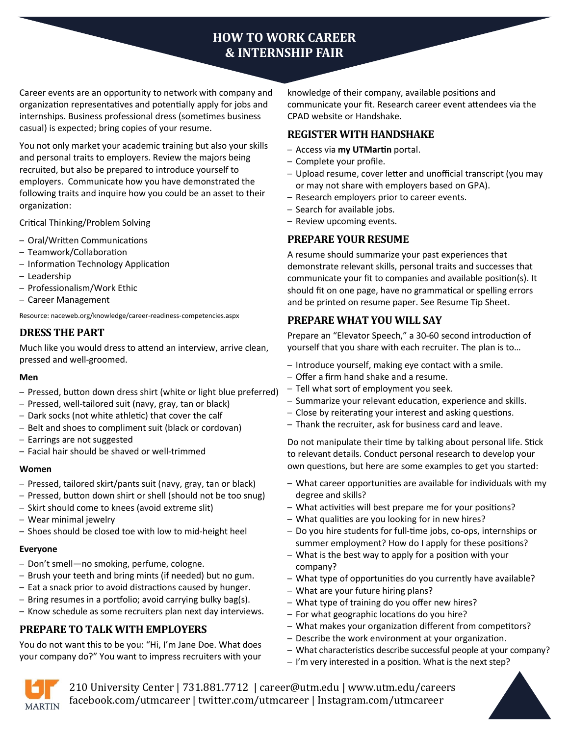# HOW TO WORK CAREER & INTERNSHIP FAIR

Career events are an opportunity to network with company and organization representatives and potentially apply for jobs and internships. Business professional dress (sometimes business casual) is expected; bring copies of your resume.

You not only market your academic training but also your skills and personal traits to employers. Review the majors being recruited, but also be prepared to introduce yourself to employers. Communicate how you have demonstrated the following traits and inquire how you could be an asset to their organization:

Critical Thinking/Problem Solving

- Oral/Written Communications
- Teamwork/Collaboration
- Information Technology Application
- Leadership
- Professionalism/Work Ethic
- Career Management

Resource: naceweb.org/knowledge/career-readiness-competencies.aspx

## DRESS THE PART

Much like you would dress to attend an interview, arrive clean, pressed and well-groomed.

**Men**

- Pressed, button down dress shirt (white or light blue preferred)
- Pressed, well-tailored suit (navy, gray, tan or black)
- Dark socks (not white athletic) that cover the calf
- Belt and shoes to compliment suit (black or cordovan)
- Earrings are not suggested
- Facial hair should be shaved or well-trimmed

**Women**

- Pressed, tailored skirt/pants suit (navy, gray, tan or black)
- Pressed, button down shirt or shell (should not be too snug)
- Skirt should come to knees (avoid extreme slit)
- Wear minimal jewelry
- Shoes should be closed toe with low to mid-height heel

**Everyone**

- Don't smell—no smoking, perfume, cologne.
- Brush your teeth and bring mints (if needed) but no gum.
- Eat a snack prior to avoid distractions caused by hunger.
- Bring resumes in a portfolio; avoid carrying bulky bag(s).
- Know schedule as some recruiters plan next day interviews.

## PREPARE TO TALK WITH EMPLOYERS

You do not want this to be you: "Hi, I'm Jane Doe. What does your company do?" You want to impress recruiters with your knowledge of their company, available positions and communicate your fit. Research career event attendees via the CPAD website or Handshake.

## REGISTER WITH HANDSHAKE

- Access via **my UTMartin** portal.
- Complete your profile.
- Upload resume, cover letter and unofficial transcript (you may or may not share with employers based on GPA).
- Research employers prior to career events.
- Search for available jobs.
- Review upcoming events.

## PREPARE YOUR RESUME

A resume should summarize your past experiences that demonstrate relevant skills, personal traits and successes that communicate your fit to companies and available position(s). It should fit on one page, have no grammatical or spelling errors and be printed on resume paper. See Resume Tip Sheet.

## PREPARE WHAT YOU WILL SAY

Prepare an "Elevator Speech," a 30-60 second introduction of yourself that you share with each recruiter. The plan is to…

- Introduce yourself, making eye contact with a smile.
- Offer a firm hand shake and a resume.
- Tell what sort of employment you seek.
- Summarize your relevant education, experience and skills.
- Close by reiterating your interest and asking questions.
- Thank the recruiter, ask for business card and leave.

Do not manipulate their time by talking about personal life. Stick to relevant details. Conduct personal research to develop your own questions, but here are some examples to get you started:

- What career opportunities are available for individuals with my degree and skills?
- What activities will best prepare me for your positions?
- What qualities are you looking for in new hires?
- Do you hire students for full-time jobs, co-ops, internships or summer employment? How do I apply for these positions?
- What is the best way to apply for a position with your company?
- What type of opportunities do you currently have available?
- What are your future hiring plans?
- What type of training do you offer new hires?
- For what geographic locations do you hire?
- What makes your organization different from competitors?
- Describe the work environment at your organization.
- What characteristics describe successful people at your company?
- I'm very interested in a position. What is the next step?

210 University Center | 731.881.7712 | career@utm.edu | www.utm.edu/careers
facebook.com/utmcareer | twitter.com/utmcareer | Instagram.com/utmcareer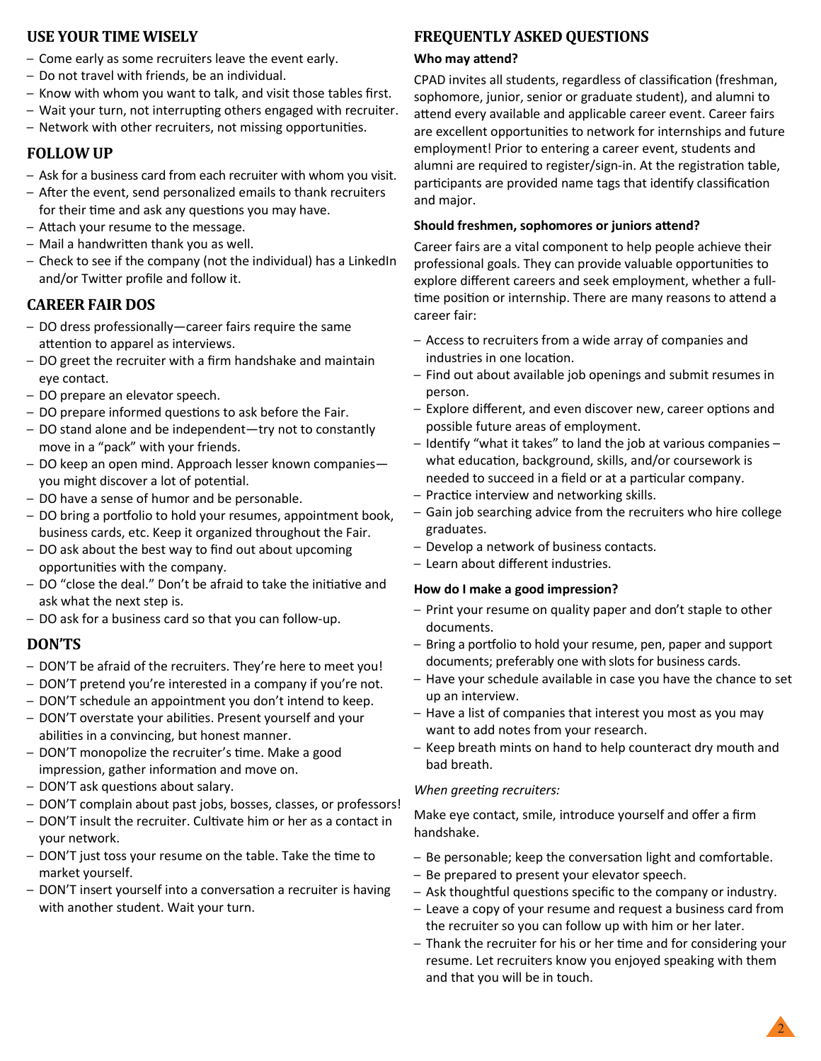## USE YOUR TIME WISELY

- Come early as some recruiters leave the event early.
- Do not travel with friends, be an individual.
- Know with whom you want to talk, and visit those tables first.
- Wait your turn, not interrupting others engaged with recruiter.
- Network with other recruiters, not missing opportunities.

## FOLLOW UP

- Ask for a business card from each recruiter with whom you visit.
- After the event, send personalized emails to thank recruiters for their time and ask any questions you may have.
- Attach your resume to the message.
- Mail a handwritten thank you as well.
- Check to see if the company (not the individual) has a LinkedIn and/or Twitter profile and follow it.

## CAREER FAIR DOS

- DO dress professionally—career fairs require the same attention to apparel as interviews.
- DO greet the recruiter with a firm handshake and maintain eye contact.
- DO prepare an elevator speech.
- DO prepare informed questions to ask before the Fair.
- DO stand alone and be independent—try not to constantly move in a "pack" with your friends.
- DO keep an open mind. Approach lesser known companies—you might discover a lot of potential.
- DO have a sense of humor and be personable.
- DO bring a portfolio to hold your resumes, appointment book, business cards, etc. Keep it organized throughout the Fair.
- DO ask about the best way to find out about upcoming opportunities with the company.
- DO "close the deal." Don't be afraid to take the initiative and ask what the next step is.
- DO ask for a business card so that you can follow-up.

## DON'TS

- DON'T be afraid of the recruiters. They're here to meet you!
- DON'T pretend you're interested in a company if you're not.
- DON'T schedule an appointment you don't intend to keep.
- DON'T overstate your abilities. Present yourself and your abilities in a convincing, but honest manner.
- DON'T monopolize the recruiter's time. Make a good impression, gather information and move on.
- DON'T ask questions about salary.
- DON'T complain about past jobs, bosses, classes, or professors!
- DON'T insult the recruiter. Cultivate him or her as a contact in your network.
- DON'T just toss your resume on the table. Take the time to market yourself.
- DON'T insert yourself into a conversation a recruiter is having with another student. Wait your turn.

## FREQUENTLY ASKED QUESTIONS

**Who may attend?**

CPAD invites all students, regardless of classification (freshman, sophomore, junior, senior or graduate student), and alumni to attend every available and applicable career event. Career fairs are excellent opportunities to network for internships and future employment! Prior to entering a career event, students and alumni are required to register/sign-in. At the registration table, participants are provided name tags that identify classification and major.

**Should freshmen, sophomores or juniors attend?**

Career fairs are a vital component to help people achieve their professional goals. They can provide valuable opportunities to explore different careers and seek employment, whether a full-time position or internship. There are many reasons to attend a career fair:

- Access to recruiters from a wide array of companies and industries in one location.
- Find out about available job openings and submit resumes in person.
- Explore different, and even discover new, career options and possible future areas of employment.
- Identify "what it takes" to land the job at various companies – what education, background, skills, and/or coursework is needed to succeed in a field or at a particular company.
- Practice interview and networking skills.
- Gain job searching advice from the recruiters who hire college graduates.
- Develop a network of business contacts.
- Learn about different industries.

**How do I make a good impression?**

- Print your resume on quality paper and don't staple to other documents.
- Bring a portfolio to hold your resume, pen, paper and support documents; preferably one with slots for business cards.
- Have your schedule available in case you have the chance to set up an interview.
- Have a list of companies that interest you most as you may want to add notes from your research.
- Keep breath mints on hand to help counteract dry mouth and bad breath.

*When greeting recruiters:*

Make eye contact, smile, introduce yourself and offer a firm handshake.

- Be personable; keep the conversation light and comfortable.
- Be prepared to present your elevator speech.
- Ask thoughtful questions specific to the company or industry.
- Leave a copy of your resume and request a business card from the recruiter so you can follow up with him or her later.
- Thank the recruiter for his or her time and for considering your resume. Let recruiters know you enjoyed speaking with them and that you will be in touch.